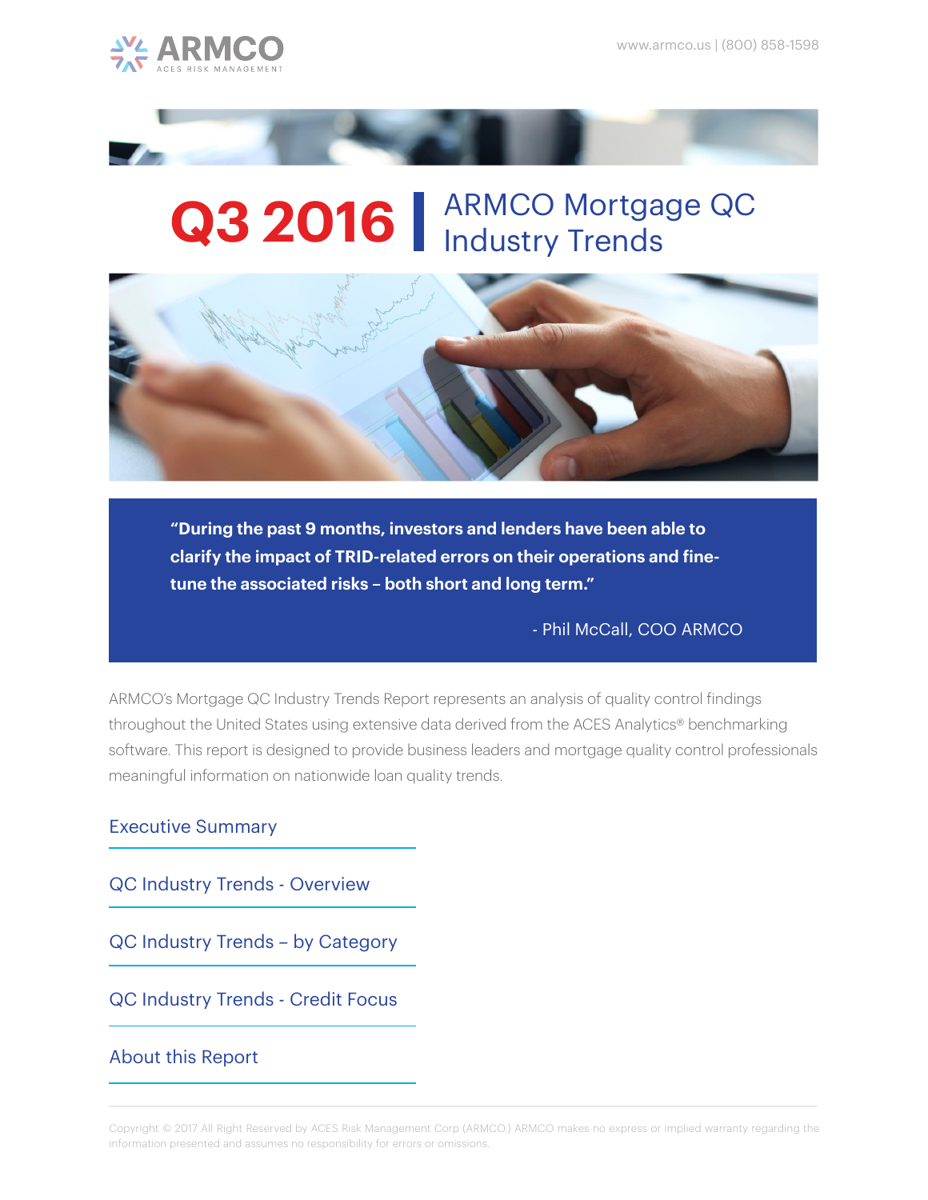ARMCO
ACES RISK MANAGEMENT

www.armco.us | (800) 858-1598

# Q3 2016 | ARMCO Mortgage QC Industry Trends

> **"During the past 9 months, investors and lenders have been able to clarify the impact of TRID-related errors on their operations and fine-tune the associated risks – both short and long term."**
>
> \- Phil McCall, COO ARMCO

ARMCO's Mortgage QC Industry Trends Report represents an analysis of quality control findings throughout the United States using extensive data derived from the ACES Analytics® benchmarking software. This report is designed to provide business leaders and mortgage quality control professionals meaningful information on nationwide loan quality trends.

- Executive Summary
- QC Industry Trends - Overview
- QC Industry Trends – by Category
- QC Industry Trends - Credit Focus
- About this Report

Copyright © 2017 All Right Reserved by ACES Risk Management Corp (ARMCO.) ARMCO makes no express or implied warranty regarding the information presented and assumes no responsibility for errors or omissions.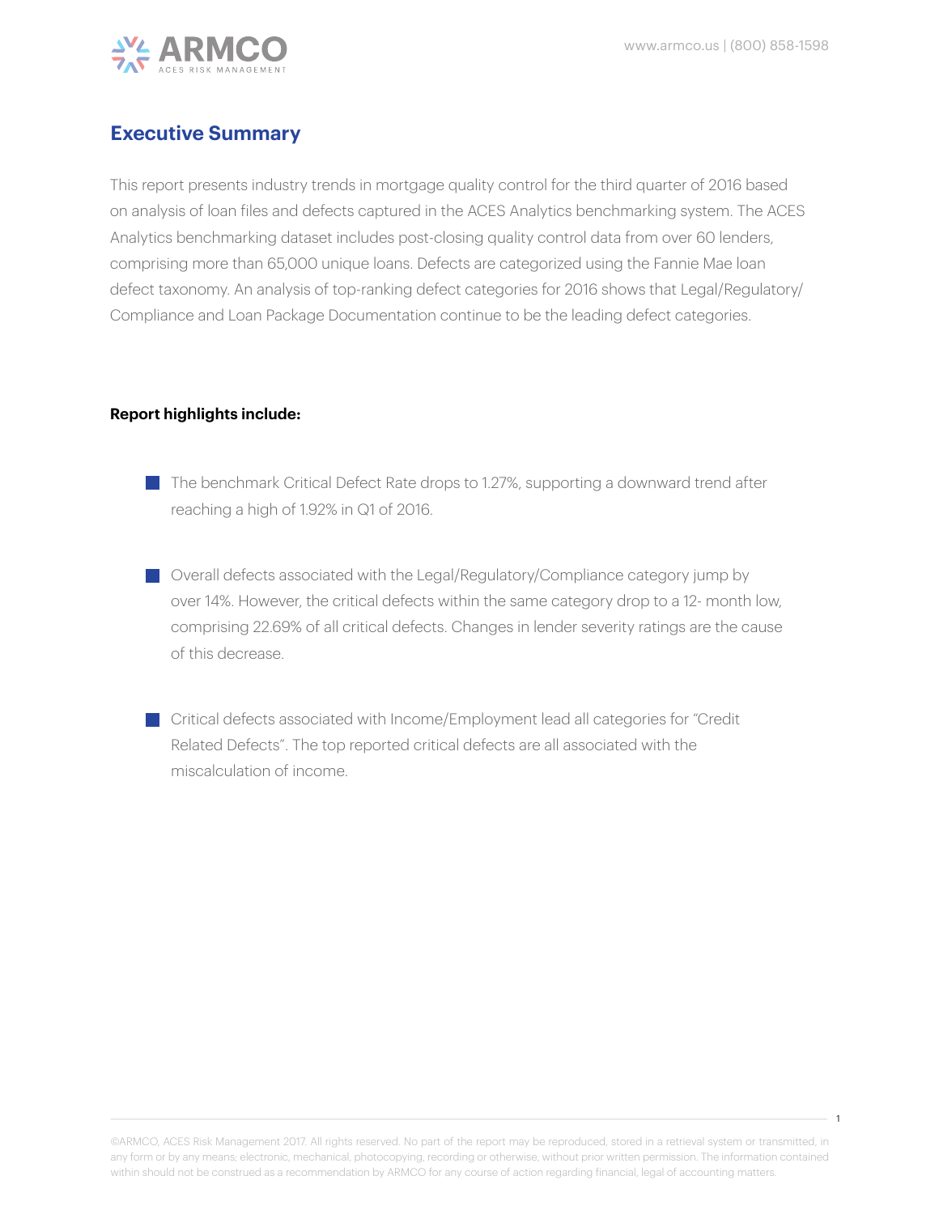## Executive Summary

This report presents industry trends in mortgage quality control for the third quarter of 2016 based on analysis of loan files and defects captured in the ACES Analytics benchmarking system. The ACES Analytics benchmarking dataset includes post-closing quality control data from over 60 lenders, comprising more than 65,000 unique loans. Defects are categorized using the Fannie Mae loan defect taxonomy. An analysis of top-ranking defect categories for 2016 shows that Legal/Regulatory/Compliance and Loan Package Documentation continue to be the leading defect categories.

**Report highlights include:**

- The benchmark Critical Defect Rate drops to 1.27%, supporting a downward trend after reaching a high of 1.92% in Q1 of 2016.
- Overall defects associated with the Legal/Regulatory/Compliance category jump by over 14%. However, the critical defects within the same category drop to a 12- month low, comprising 22.69% of all critical defects. Changes in lender severity ratings are the cause of this decrease.
- Critical defects associated with Income/Employment lead all categories for "Credit Related Defects". The top reported critical defects are all associated with the miscalculation of income.

©ARMCO, ACES Risk Management 2017. All rights reserved. No part of the report may be reproduced, stored in a retrieval system or transmitted, in any form or by any means; electronic, mechanical, photocopying, recording or otherwise, without prior written permission. The information contained within should not be construed as a recommendation by ARMCO for any course of action regarding financial, legal of accounting matters.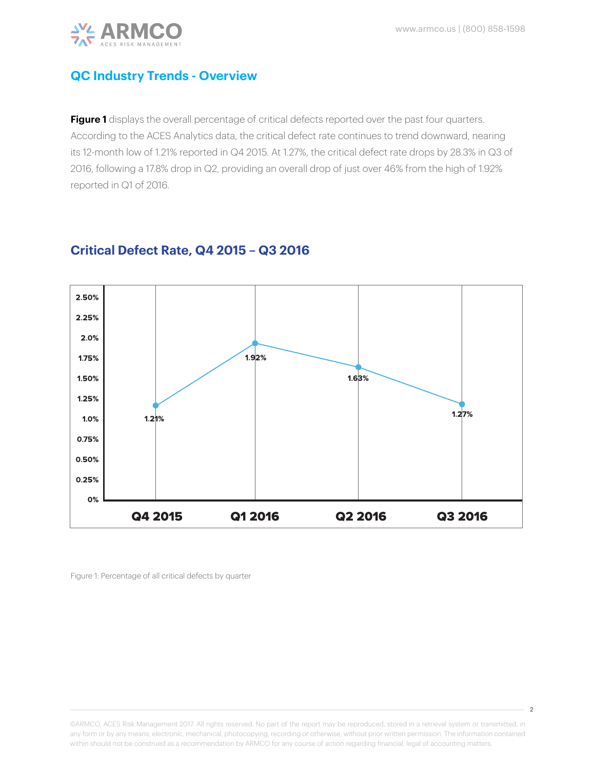## QC Industry Trends - Overview

**Figure 1** displays the overall percentage of critical defects reported over the past four quarters. According to the ACES Analytics data, the critical defect rate continues to trend downward, nearing its 12-month low of 1.21% reported in Q4 2015. At 1.27%, the critical defect rate drops by 28.3% in Q3 of 2016, following a 17.8% drop in Q2, providing an overall drop of just over 46% from the high of 1.92% reported in Q1 of 2016.

## Critical Defect Rate, Q4 2015 – Q3 2016

| Quarter | Critical Defect Rate |
|---|---|
| Q4 2015 | 1.21% |
| Q1 2016 | 1.92% |
| Q2 2016 | 1.63% |
| Q3 2016 | 1.27% |

Figure 1: Percentage of all critical defects by quarter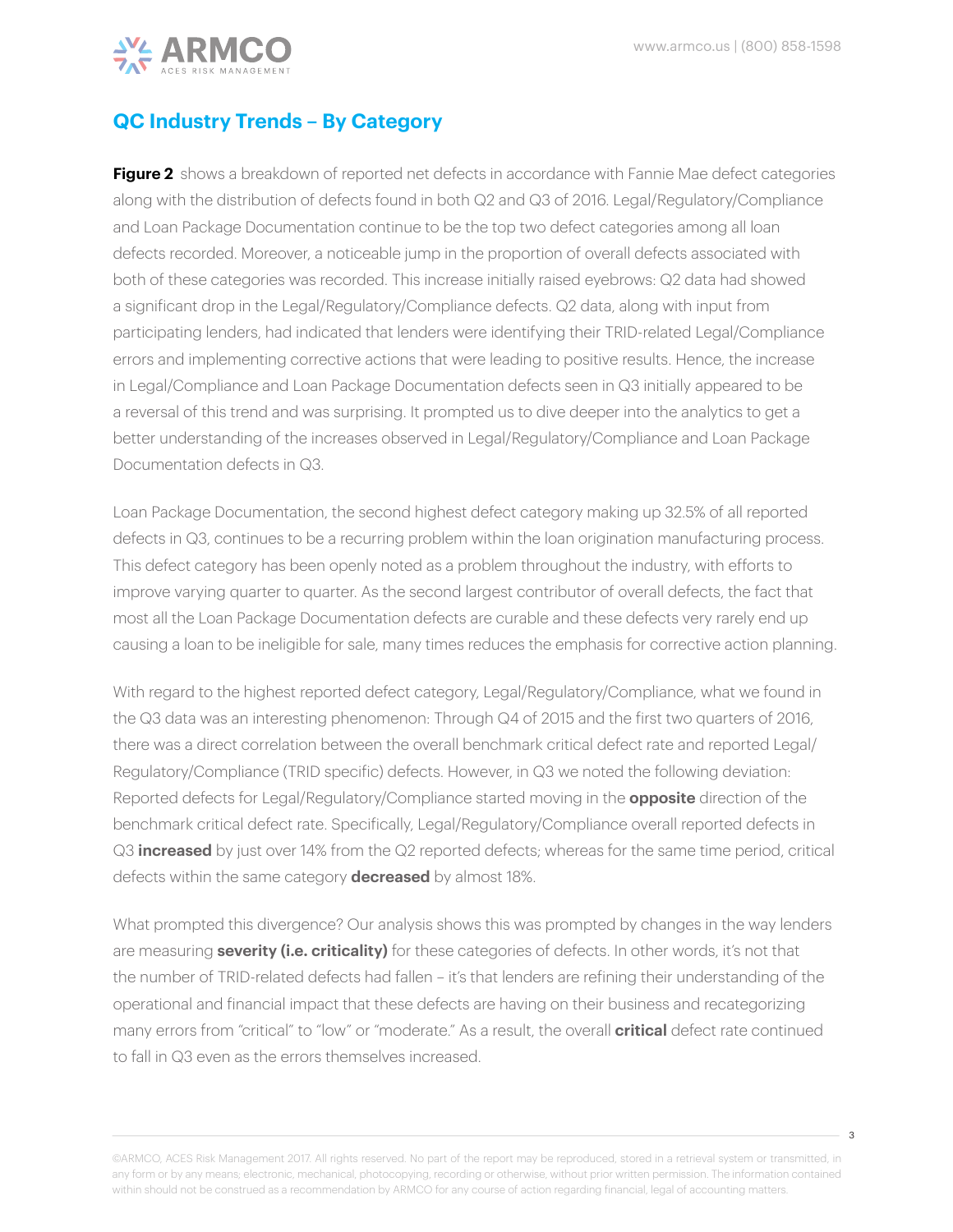## QC Industry Trends – By Category

**Figure 2** shows a breakdown of reported net defects in accordance with Fannie Mae defect categories along with the distribution of defects found in both Q2 and Q3 of 2016. Legal/Regulatory/Compliance and Loan Package Documentation continue to be the top two defect categories among all loan defects recorded. Moreover, a noticeable jump in the proportion of overall defects associated with both of these categories was recorded. This increase initially raised eyebrows: Q2 data had showed a significant drop in the Legal/Regulatory/Compliance defects. Q2 data, along with input from participating lenders, had indicated that lenders were identifying their TRID-related Legal/Compliance errors and implementing corrective actions that were leading to positive results. Hence, the increase in Legal/Compliance and Loan Package Documentation defects seen in Q3 initially appeared to be a reversal of this trend and was surprising. It prompted us to dive deeper into the analytics to get a better understanding of the increases observed in Legal/Regulatory/Compliance and Loan Package Documentation defects in Q3.

Loan Package Documentation, the second highest defect category making up 32.5% of all reported defects in Q3, continues to be a recurring problem within the loan origination manufacturing process. This defect category has been openly noted as a problem throughout the industry, with efforts to improve varying quarter to quarter. As the second largest contributor of overall defects, the fact that most all the Loan Package Documentation defects are curable and these defects very rarely end up causing a loan to be ineligible for sale, many times reduces the emphasis for corrective action planning.

With regard to the highest reported defect category, Legal/Regulatory/Compliance, what we found in the Q3 data was an interesting phenomenon: Through Q4 of 2015 and the first two quarters of 2016, there was a direct correlation between the overall benchmark critical defect rate and reported Legal/Regulatory/Compliance (TRID specific) defects. However, in Q3 we noted the following deviation: Reported defects for Legal/Regulatory/Compliance started moving in the **opposite** direction of the benchmark critical defect rate. Specifically, Legal/Regulatory/Compliance overall reported defects in Q3 **increased** by just over 14% from the Q2 reported defects; whereas for the same time period, critical defects within the same category **decreased** by almost 18%.

What prompted this divergence? Our analysis shows this was prompted by changes in the way lenders are measuring **severity (i.e. criticality)** for these categories of defects. In other words, it's not that the number of TRID-related defects had fallen – it's that lenders are refining their understanding of the operational and financial impact that these defects are having on their business and recategorizing many errors from "critical" to "low" or "moderate." As a result, the overall **critical** defect rate continued to fall in Q3 even as the errors themselves increased.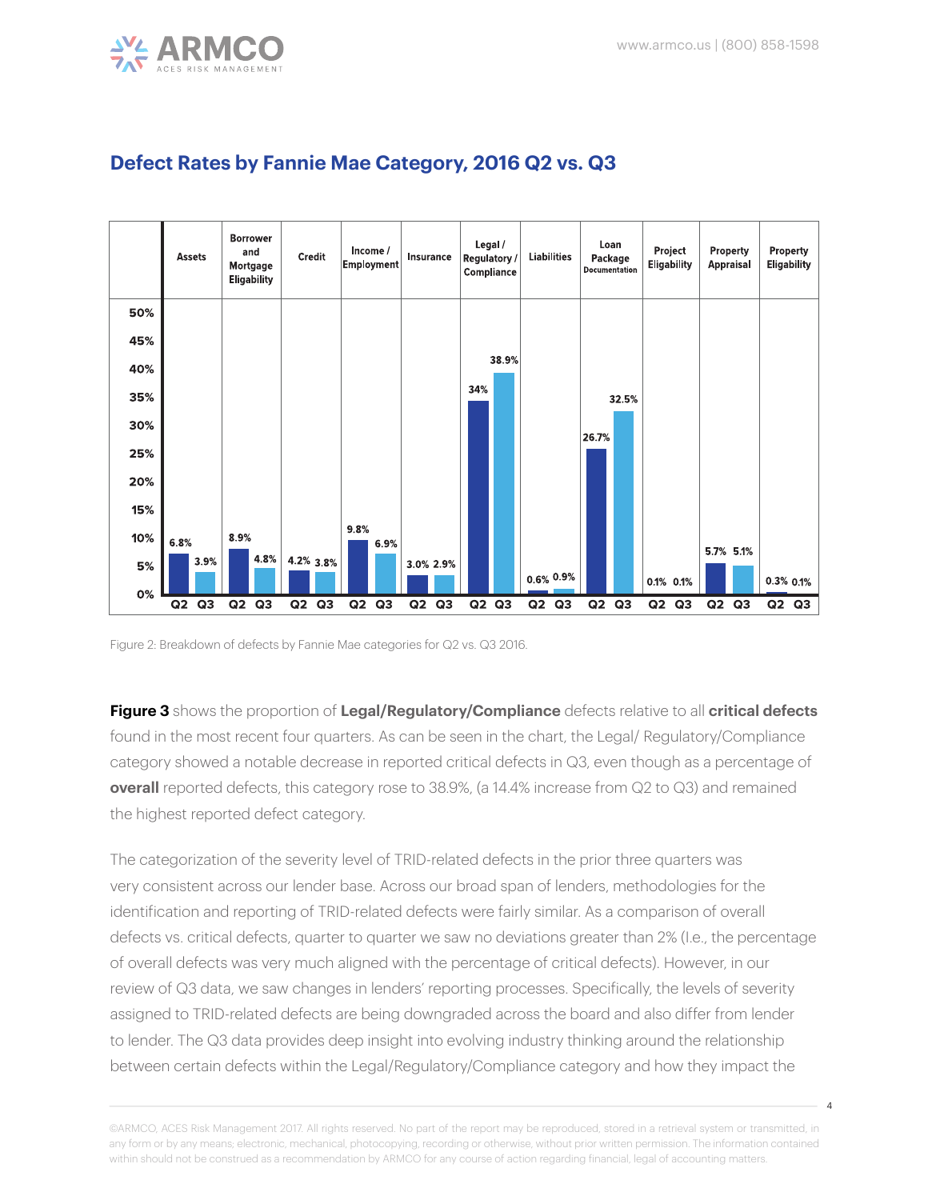## Defect Rates by Fannie Mae Category, 2016 Q2 vs. Q3

| Category | Q2 | Q3 |
|---|---|---|
| Assets | 6.8% | 3.9% |
| Borrower and Mortgage Eligability | 8.9% | 4.8% |
| Credit | 4.2% | 3.8% |
| Income / Employment | 9.8% | 6.9% |
| Insurance | 3.0% | 2.9% |
| Legal / Regulatory / Compliance | 34% | 38.9% |
| Liabilities | 0.6% | 0.9% |
| Loan Package Documentation | 26.7% | 32.5% |
| Project Eligability | 0.1% | 0.1% |
| Property Appraisal | 5.7% | 5.1% |
| Property Eligability | 0.3% | 0.1% |

Figure 2: Breakdown of defects by Fannie Mae categories for Q2 vs. Q3 2016.

**Figure 3** shows the proportion of **Legal/Regulatory/Compliance** defects relative to all **critical defects** found in the most recent four quarters. As can be seen in the chart, the Legal/ Regulatory/Compliance category showed a notable decrease in reported critical defects in Q3, even though as a percentage of **overall** reported defects, this category rose to 38.9%, (a 14.4% increase from Q2 to Q3) and remained the highest reported defect category.

The categorization of the severity level of TRID-related defects in the prior three quarters was very consistent across our lender base. Across our broad span of lenders, methodologies for the identification and reporting of TRID-related defects were fairly similar. As a comparison of overall defects vs. critical defects, quarter to quarter we saw no deviations greater than 2% (I.e., the percentage of overall defects was very much aligned with the percentage of critical defects). However, in our review of Q3 data, we saw changes in lenders' reporting processes. Specifically, the levels of severity assigned to TRID-related defects are being downgraded across the board and also differ from lender to lender. The Q3 data provides deep insight into evolving industry thinking around the relationship between certain defects within the Legal/Regulatory/Compliance category and how they impact the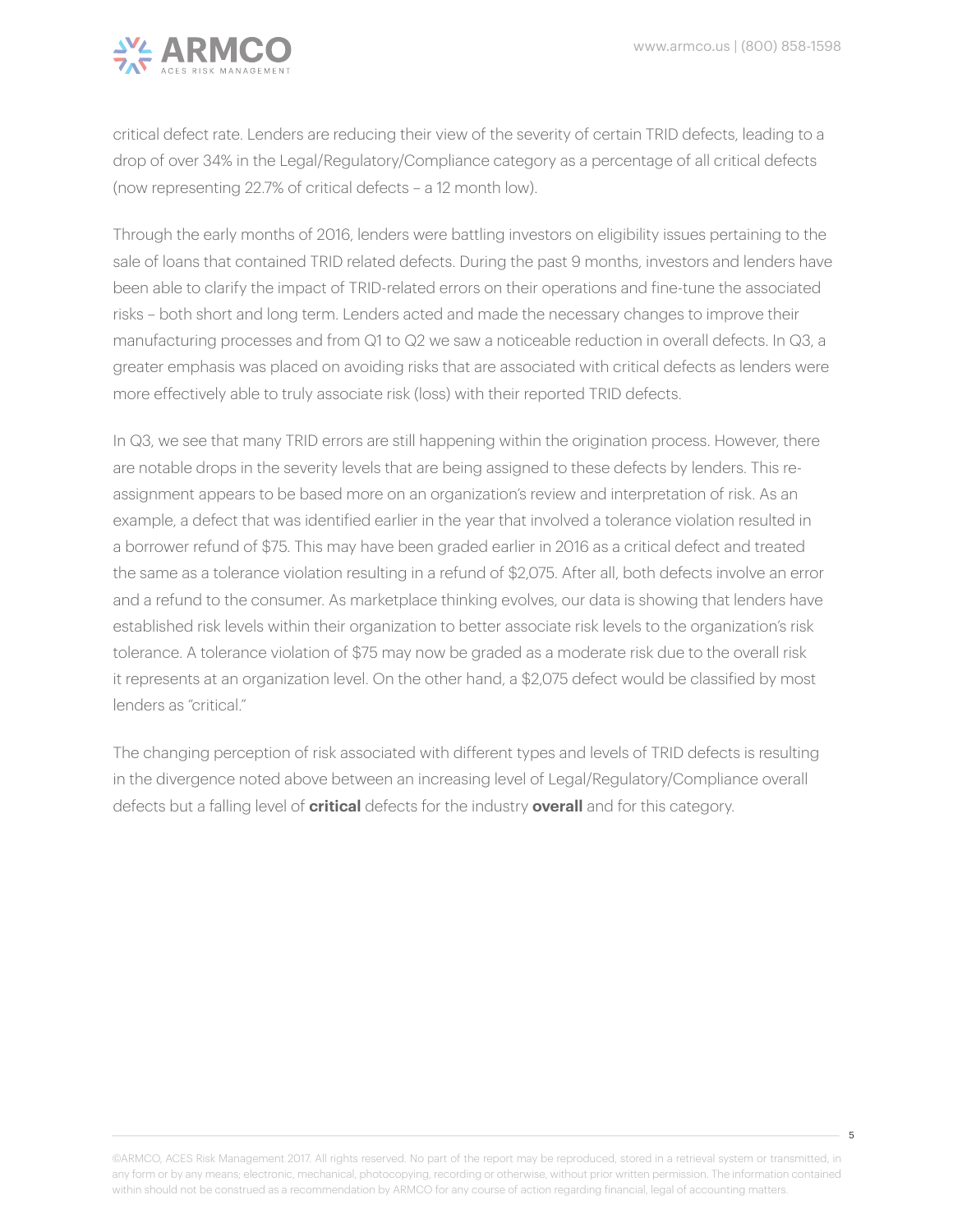critical defect rate. Lenders are reducing their view of the severity of certain TRID defects, leading to a drop of over 34% in the Legal/Regulatory/Compliance category as a percentage of all critical defects (now representing 22.7% of critical defects – a 12 month low).

Through the early months of 2016, lenders were battling investors on eligibility issues pertaining to the sale of loans that contained TRID related defects. During the past 9 months, investors and lenders have been able to clarify the impact of TRID-related errors on their operations and fine-tune the associated risks – both short and long term. Lenders acted and made the necessary changes to improve their manufacturing processes and from Q1 to Q2 we saw a noticeable reduction in overall defects. In Q3, a greater emphasis was placed on avoiding risks that are associated with critical defects as lenders were more effectively able to truly associate risk (loss) with their reported TRID defects.

In Q3, we see that many TRID errors are still happening within the origination process. However, there are notable drops in the severity levels that are being assigned to these defects by lenders. This re-assignment appears to be based more on an organization's review and interpretation of risk. As an example, a defect that was identified earlier in the year that involved a tolerance violation resulted in a borrower refund of $75. This may have been graded earlier in 2016 as a critical defect and treated the same as a tolerance violation resulting in a refund of $2,075. After all, both defects involve an error and a refund to the consumer. As marketplace thinking evolves, our data is showing that lenders have established risk levels within their organization to better associate risk levels to the organization's risk tolerance. A tolerance violation of $75 may now be graded as a moderate risk due to the overall risk it represents at an organization level. On the other hand, a $2,075 defect would be classified by most lenders as "critical."

The changing perception of risk associated with different types and levels of TRID defects is resulting in the divergence noted above between an increasing level of Legal/Regulatory/Compliance overall defects but a falling level of **critical** defects for the industry **overall** and for this category.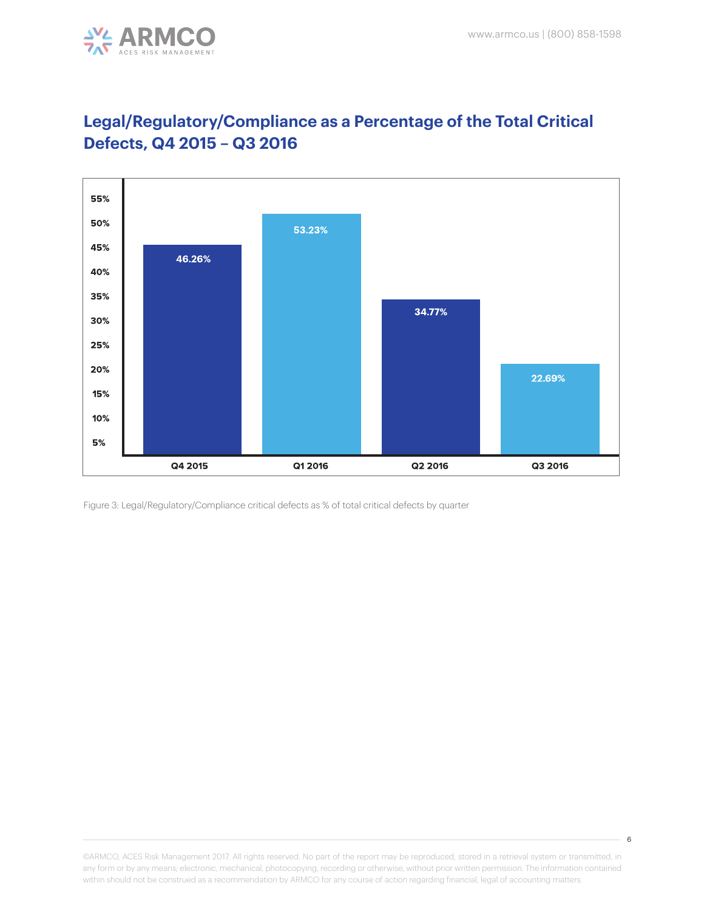## Legal/Regulatory/Compliance as a Percentage of the Total Critical Defects, Q4 2015 – Q3 2016

| Quarter | Percentage |
|---|---|
| Q4 2015 | 46.26% |
| Q1 2016 | 53.23% |
| Q2 2016 | 34.77% |
| Q3 2016 | 22.69% |

Figure 3: Legal/Regulatory/Compliance critical defects as % of total critical defects by quarter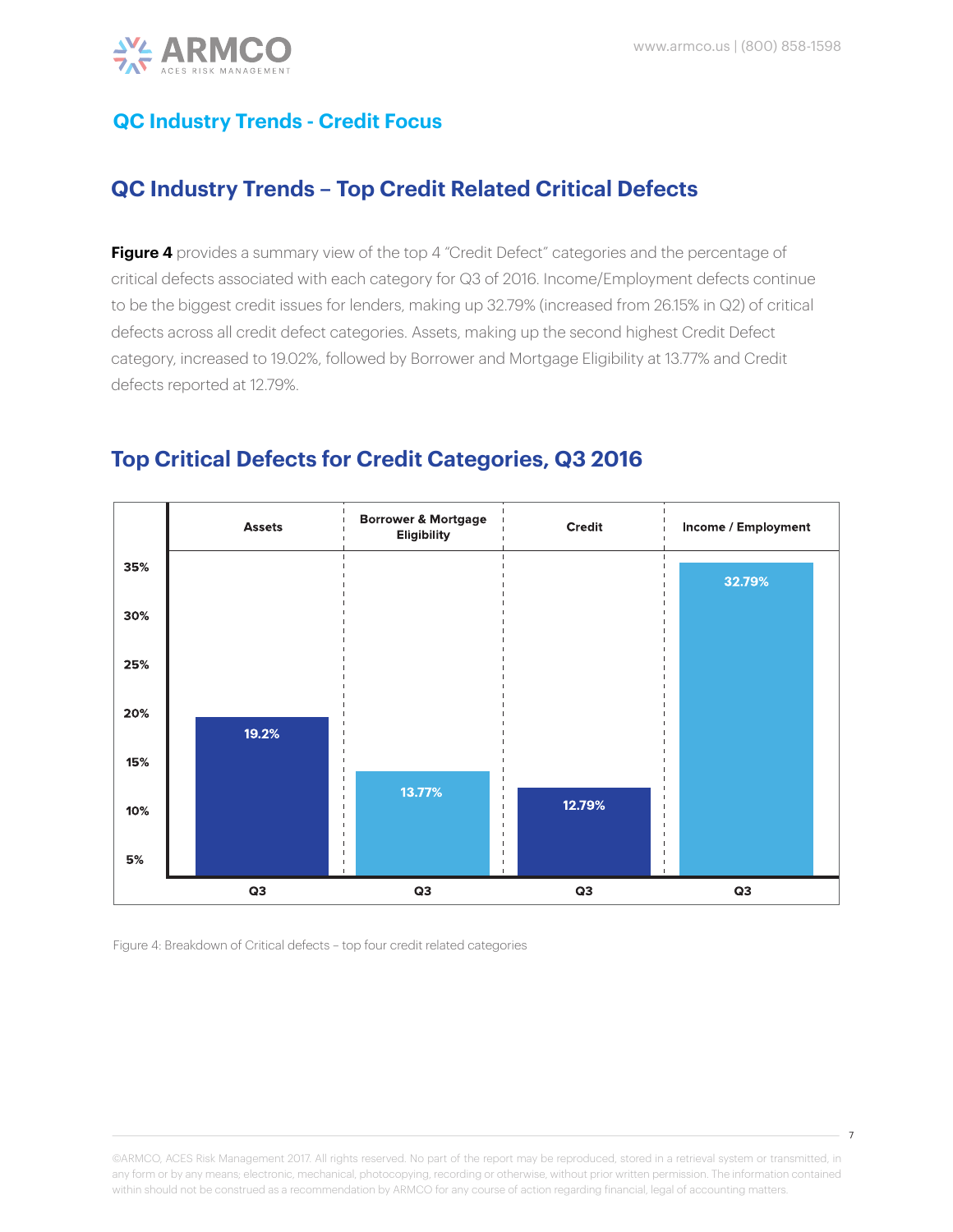## QC Industry Trends - Credit Focus

# QC Industry Trends – Top Credit Related Critical Defects

**Figure 4** provides a summary view of the top 4 "Credit Defect" categories and the percentage of critical defects associated with each category for Q3 of 2016. Income/Employment defects continue to be the biggest credit issues for lenders, making up 32.79% (increased from 26.15% in Q2) of critical defects across all credit defect categories. Assets, making up the second highest Credit Defect category, increased to 19.02%, followed by Borrower and Mortgage Eligibility at 13.77% and Credit defects reported at 12.79%.

## Top Critical Defects for Credit Categories, Q3 2016

| | Assets | Borrower & Mortgage Eligibility | Credit | Income / Employment |
|---|---|---|---|---|
| Q3 | 19.2% | 13.77% | 12.79% | 32.79% |

Figure 4: Breakdown of Critical defects – top four credit related categories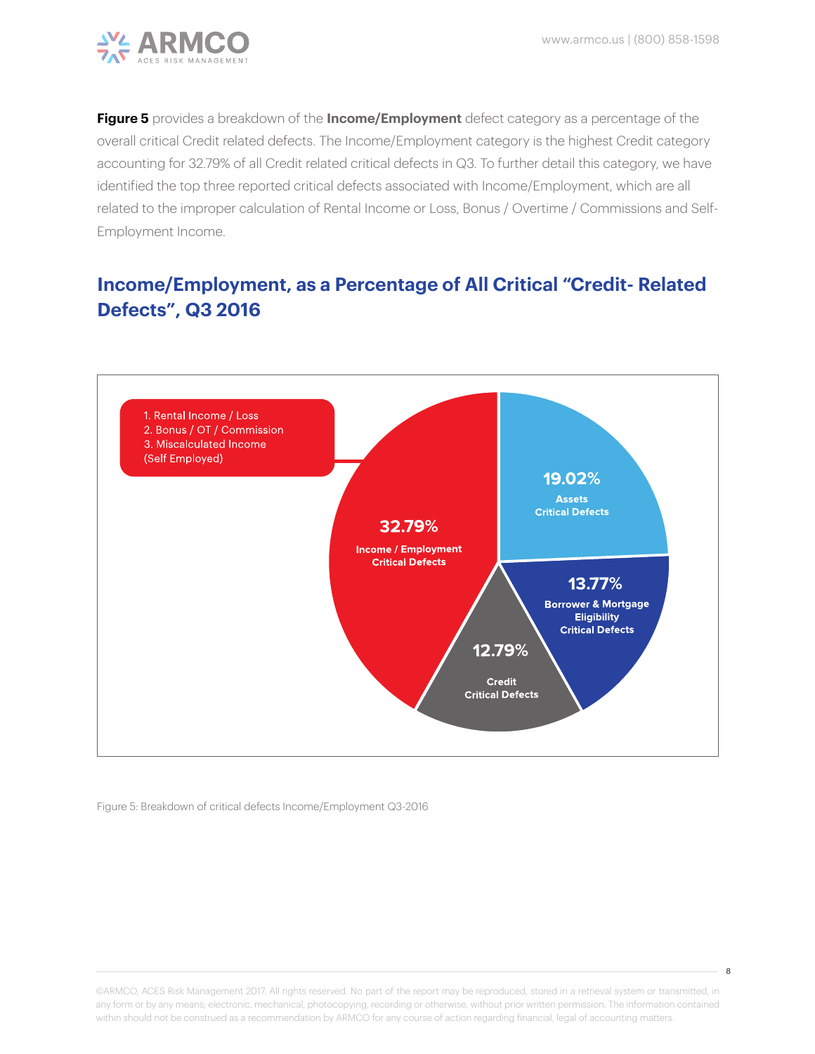**Figure 5** provides a breakdown of the **Income/Employment** defect category as a percentage of the overall critical Credit related defects. The Income/Employment category is the highest Credit category accounting for 32.79% of all Credit related critical defects in Q3. To further detail this category, we have identified the top three reported critical defects associated with Income/Employment, which are all related to the improper calculation of Rental Income or Loss, Bonus / Overtime / Commissions and Self-Employment Income.

## Income/Employment, as a Percentage of All Critical "Credit- Related Defects", Q3 2016

1. Rental Income / Loss
2. Bonus / OT / Commission
3. Miscalculated Income (Self Employed)

| Category | Percentage |
|---|---|
| Income / Employment Critical Defects | 32.79% |
| Assets Critical Defects | 19.02% |
| Borrower & Mortgage Eligibility Critical Defects | 13.77% |
| Credit Critical Defects | 12.79% |

Figure 5: Breakdown of critical defects Income/Employment Q3-2016

©ARMCO, ACES Risk Management 2017. All rights reserved. No part of the report may be reproduced, stored in a retrieval system or transmitted, in any form or by any means; electronic, mechanical, photocopying, recording or otherwise, without prior written permission. The information contained within should not be construed as a recommendation by ARMCO for any course of action regarding financial, legal of accounting matters.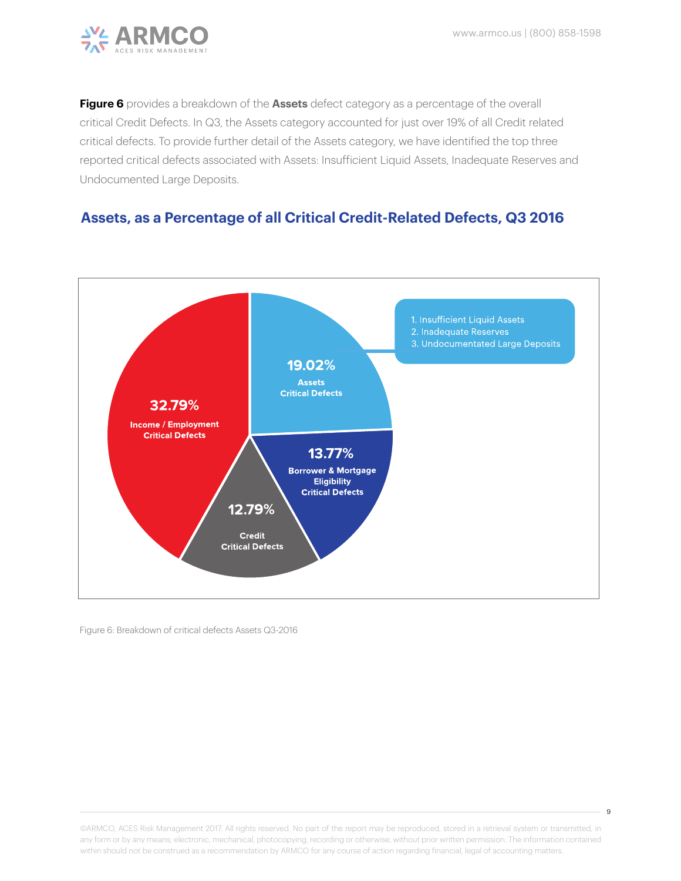**Figure 6** provides a breakdown of the **Assets** defect category as a percentage of the overall critical Credit Defects. In Q3, the Assets category accounted for just over 19% of all Credit related critical defects. To provide further detail of the Assets category, we have identified the top three reported critical defects associated with Assets: Insufficient Liquid Assets, Inadequate Reserves and Undocumented Large Deposits.

## Assets, as a Percentage of all Critical Credit-Related Defects, Q3 2016

19.02% Assets Critical Defects

1. Insufficient Liquid Assets
2. Inadequate Reserves
3. Undocumentated Large Deposits

32.79% Income / Employment Critical Defects

13.77% Borrower & Mortgage Eligibility Critical Defects

12.79% Credit Critical Defects

Figure 6: Breakdown of critical defects Assets Q3-2016

©ARMCO, ACES Risk Management 2017. All rights reserved. No part of the report may be reproduced, stored in a retrieval system or transmitted, in any form or by any means; electronic, mechanical, photocopying, recording or otherwise, without prior written permission. The information contained within should not be construed as a recommendation by ARMCO for any course of action regarding financial, legal of accounting matters.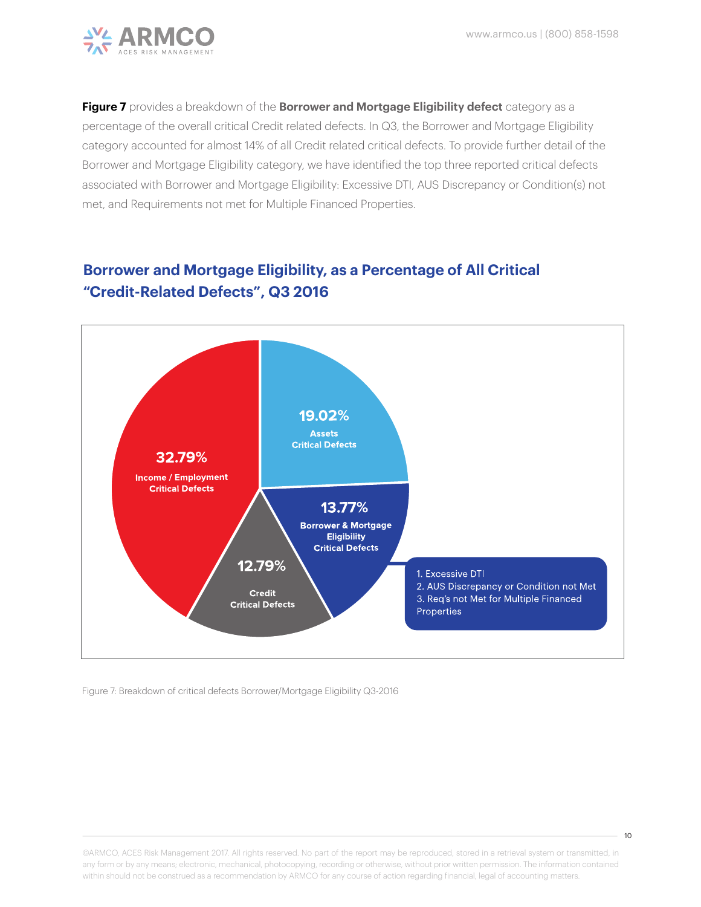**Figure 7** provides a breakdown of the **Borrower and Mortgage Eligibility defect** category as a percentage of the overall critical Credit related defects. In Q3, the Borrower and Mortgage Eligibility category accounted for almost 14% of all Credit related critical defects. To provide further detail of the Borrower and Mortgage Eligibility category, we have identified the top three reported critical defects associated with Borrower and Mortgage Eligibility: Excessive DTI, AUS Discrepancy or Condition(s) not met, and Requirements not met for Multiple Financed Properties.

## Borrower and Mortgage Eligibility, as a Percentage of All Critical "Credit-Related Defects", Q3 2016

32.79%
Income / Employment Critical Defects

19.02%
Assets Critical Defects

13.77%
Borrower & Mortgage Eligibility Critical Defects

12.79%
Credit Critical Defects

1. Excessive DTI
2. AUS Discrepancy or Condition not Met
3. Req's not Met for Multiple Financed Properties

Figure 7: Breakdown of critical defects Borrower/Mortgage Eligibility Q3-2016

©ARMCO, ACES Risk Management 2017. All rights reserved. No part of the report may be reproduced, stored in a retrieval system or transmitted, in any form or by any means; electronic, mechanical, photocopying, recording or otherwise, without prior written permission. The information contained within should not be construed as a recommendation by ARMCO for any course of action regarding financial, legal of accounting matters.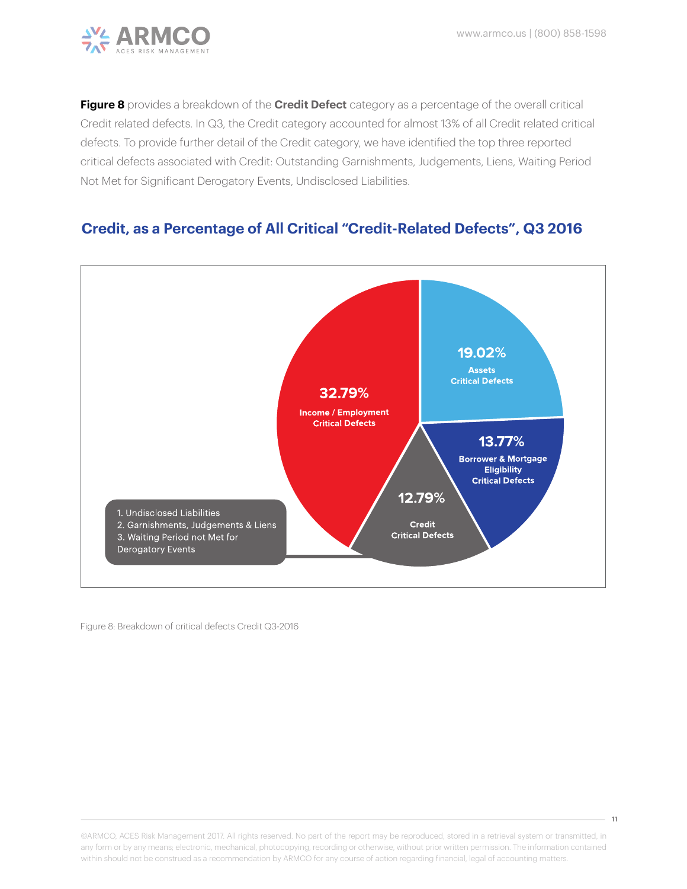**Figure 8** provides a breakdown of the **Credit Defect** category as a percentage of the overall critical Credit related defects. In Q3, the Credit category accounted for almost 13% of all Credit related critical defects. To provide further detail of the Credit category, we have identified the top three reported critical defects associated with Credit: Outstanding Garnishments, Judgements, Liens, Waiting Period Not Met for Significant Derogatory Events, Undisclosed Liabilities.

## Credit, as a Percentage of All Critical "Credit-Related Defects", Q3 2016

| Category | Percentage |
|---|---|
| Income / Employment Critical Defects | 32.79% |
| Assets Critical Defects | 19.02% |
| Borrower & Mortgage Eligibility Critical Defects | 13.77% |
| Credit Critical Defects | 12.79% |

1. Undisclosed Liabilities
2. Garnishments, Judgements & Liens
3. Waiting Period not Met for Derogatory Events

Figure 8: Breakdown of critical defects Credit Q3-2016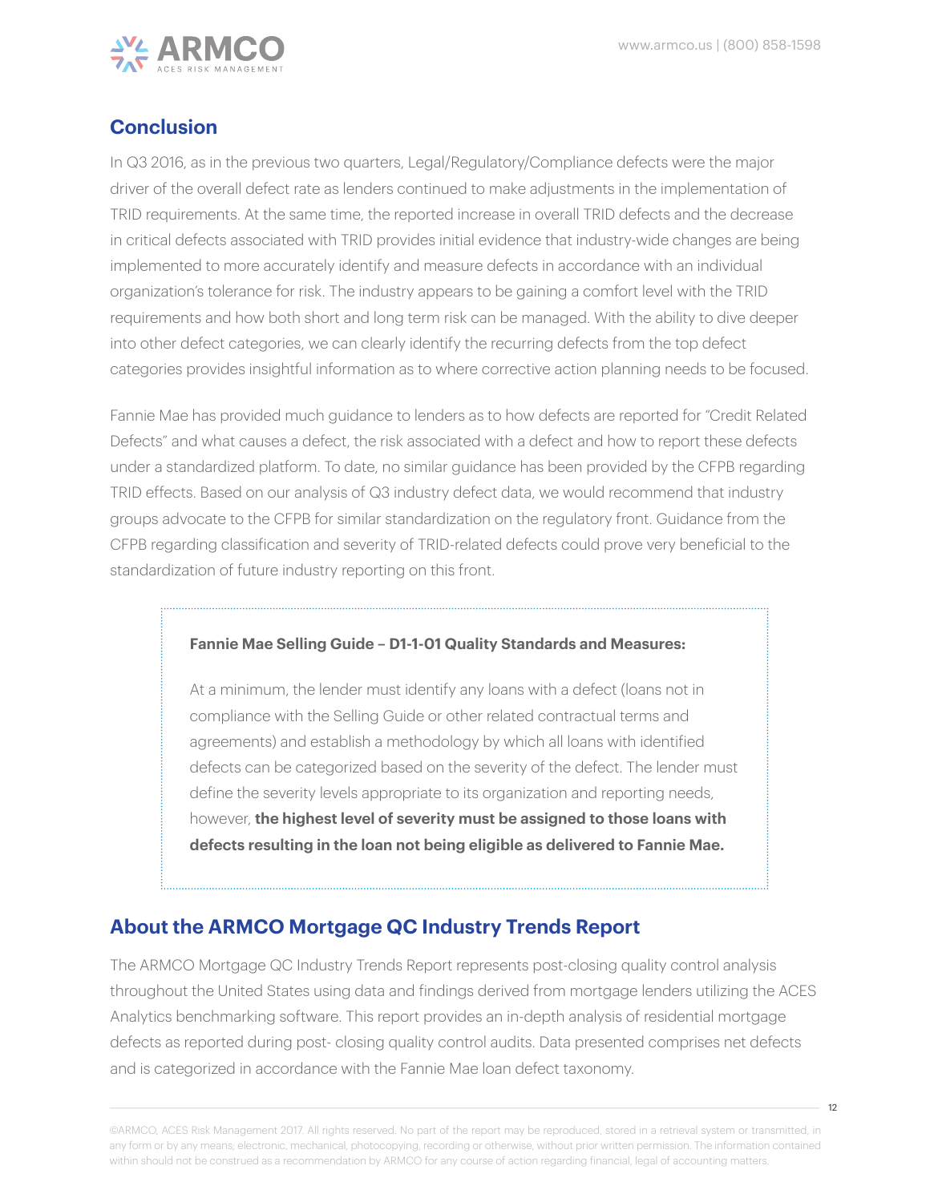## Conclusion

In Q3 2016, as in the previous two quarters, Legal/Regulatory/Compliance defects were the major driver of the overall defect rate as lenders continued to make adjustments in the implementation of TRID requirements. At the same time, the reported increase in overall TRID defects and the decrease in critical defects associated with TRID provides initial evidence that industry-wide changes are being implemented to more accurately identify and measure defects in accordance with an individual organization's tolerance for risk. The industry appears to be gaining a comfort level with the TRID requirements and how both short and long term risk can be managed. With the ability to dive deeper into other defect categories, we can clearly identify the recurring defects from the top defect categories provides insightful information as to where corrective action planning needs to be focused.

Fannie Mae has provided much guidance to lenders as to how defects are reported for "Credit Related Defects" and what causes a defect, the risk associated with a defect and how to report these defects under a standardized platform. To date, no similar guidance has been provided by the CFPB regarding TRID effects. Based on our analysis of Q3 industry defect data, we would recommend that industry groups advocate to the CFPB for similar standardization on the regulatory front. Guidance from the CFPB regarding classification and severity of TRID-related defects could prove very beneficial to the standardization of future industry reporting on this front.

> **Fannie Mae Selling Guide – D1-1-01 Quality Standards and Measures:**
>
> At a minimum, the lender must identify any loans with a defect (loans not in compliance with the Selling Guide or other related contractual terms and agreements) and establish a methodology by which all loans with identified defects can be categorized based on the severity of the defect. The lender must define the severity levels appropriate to its organization and reporting needs, however, **the highest level of severity must be assigned to those loans with defects resulting in the loan not being eligible as delivered to Fannie Mae.**

## About the ARMCO Mortgage QC Industry Trends Report

The ARMCO Mortgage QC Industry Trends Report represents post-closing quality control analysis throughout the United States using data and findings derived from mortgage lenders utilizing the ACES Analytics benchmarking software. This report provides an in-depth analysis of residential mortgage defects as reported during post- closing quality control audits. Data presented comprises net defects and is categorized in accordance with the Fannie Mae loan defect taxonomy.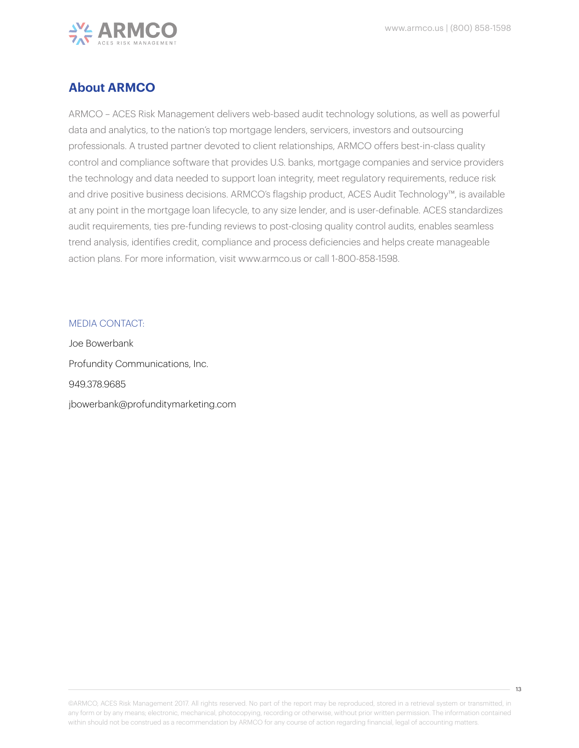## About ARMCO

ARMCO – ACES Risk Management delivers web-based audit technology solutions, as well as powerful data and analytics, to the nation's top mortgage lenders, servicers, investors and outsourcing professionals. A trusted partner devoted to client relationships, ARMCO offers best-in-class quality control and compliance software that provides U.S. banks, mortgage companies and service providers the technology and data needed to support loan integrity, meet regulatory requirements, reduce risk and drive positive business decisions. ARMCO's flagship product, ACES Audit Technology™, is available at any point in the mortgage loan lifecycle, to any size lender, and is user-definable. ACES standardizes audit requirements, ties pre-funding reviews to post-closing quality control audits, enables seamless trend analysis, identifies credit, compliance and process deficiencies and helps create manageable action plans. For more information, visit www.armco.us or call 1-800-858-1598.

MEDIA CONTACT:

Joe Bowerbank

Profundity Communications, Inc.

949.378.9685

jbowerbank@profunditymarketing.com

©ARMCO, ACES Risk Management 2017. All rights reserved. No part of the report may be reproduced, stored in a retrieval system or transmitted, in any form or by any means; electronic, mechanical, photocopying, recording or otherwise, without prior written permission. The information contained within should not be construed as a recommendation by ARMCO for any course of action regarding financial, legal of accounting matters.